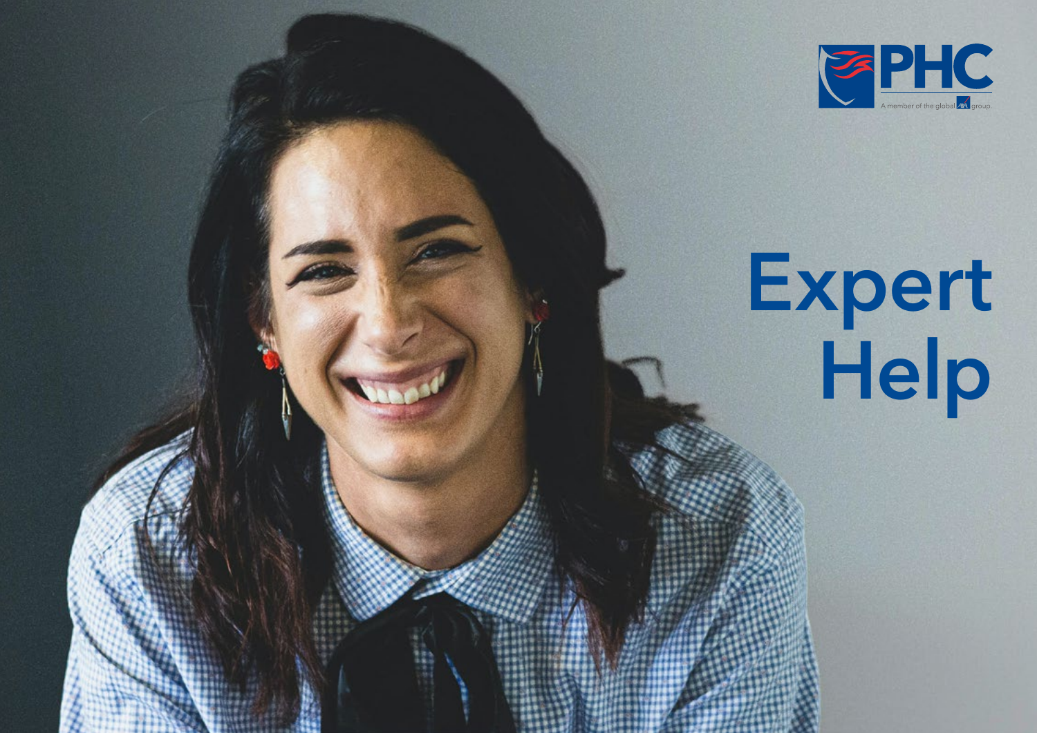PHC

A member of the global AIA group.

# Expert Help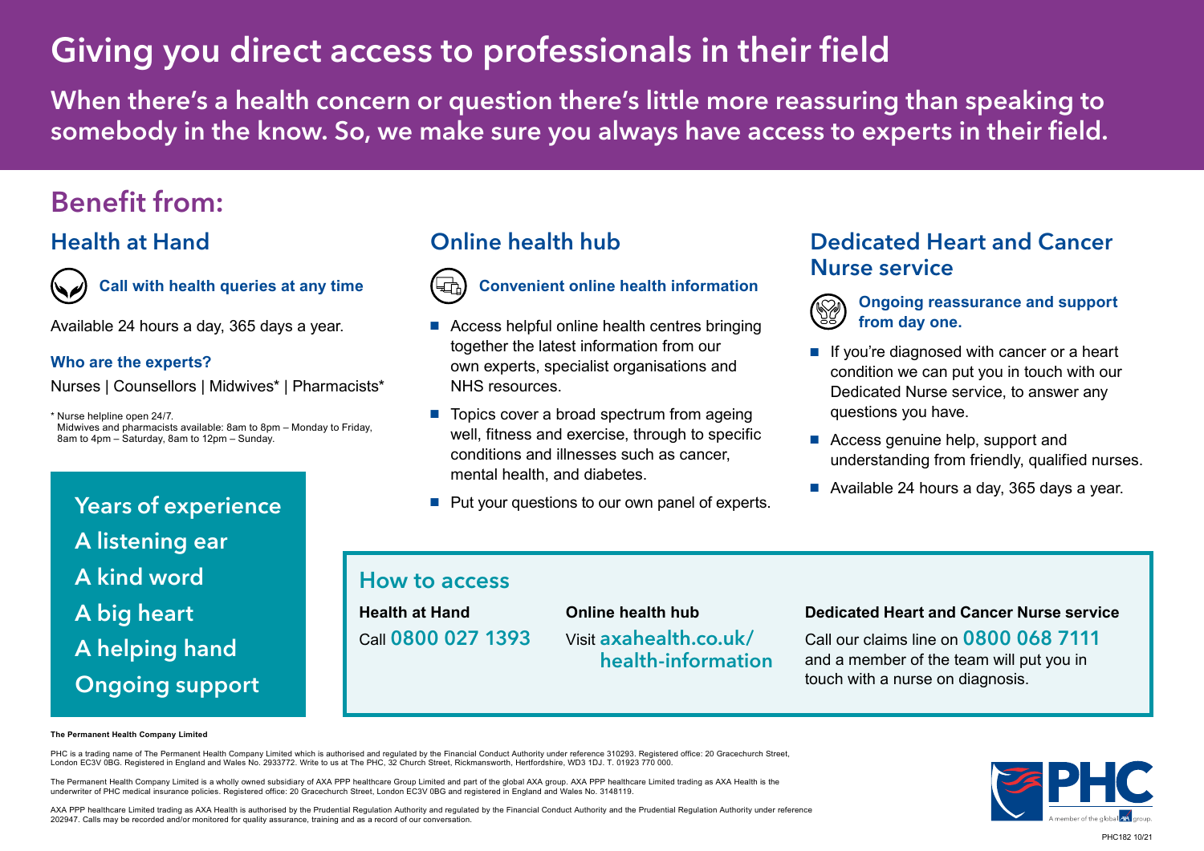# Giving you direct access to professionals in their field

**When there's a health concern or question there's little more reassuring than speaking to somebody in the know. So, we make sure you always have access to experts in their field.**

## Benefit from:

### Health at Hand

**Call with health queries at any time**

Available 24 hours a day, 365 days a year.

**Who are the experts?**

Nurses | Counsellors | Midwives* | Pharmacists*

\* Nurse helpline open 24/7.
Midwives and pharmacists available: 8am to 8pm – Monday to Friday, 8am to 4pm – Saturday, 8am to 12pm – Sunday.

Years of experience
A listening ear
A kind word
A big heart
A helping hand
Ongoing support

### Online health hub

**Convenient online health information**

- Access helpful online health centres bringing together the latest information from our own experts, specialist organisations and NHS resources.
- Topics cover a broad spectrum from ageing well, fitness and exercise, through to specific conditions and illnesses such as cancer, mental health, and diabetes.
- Put your questions to our own panel of experts.

### Dedicated Heart and Cancer Nurse service

**Ongoing reassurance and support from day one.**

- If you're diagnosed with cancer or a heart condition we can put you in touch with our Dedicated Nurse service, to answer any questions you have.
- Access genuine help, support and understanding from friendly, qualified nurses.
- Available 24 hours a day, 365 days a year.

### How to access

**Health at Hand**
Call 0800 027 1393

**Online health hub**
Visit axahealth.co.uk/health-information

**Dedicated Heart and Cancer Nurse service**
Call our claims line on 0800 068 7111 and a member of the team will put you in touch with a nurse on diagnosis.

**The Permanent Health Company Limited**

PHC is a trading name of The Permanent Health Company Limited which is authorised and regulated by the Financial Conduct Authority under reference 310293. Registered office: 20 Gracechurch Street, London EC3V 0BG. Registered in England and Wales No. 2933772. Write to us at The PHC, 32 Church Street, Rickmansworth, Hertfordshire, WD3 1DJ. T. 01923 770 000.

The Permanent Health Company Limited is a wholly owned subsidiary of AXA PPP healthcare Group Limited and part of the global AXA group. AXA PPP healthcare Limited trading as AXA Health is the underwriter of PHC medical insurance policies. Registered office: 20 Gracechurch Street, London EC3V 0BG and registered in England and Wales No. 3148119.

AXA PPP healthcare Limited trading as AXA Health is authorised by the Prudential Regulation Authority and regulated by the Financial Conduct Authority and the Prudential Regulation Authority under reference 202947. Calls may be recorded and/or monitored for quality assurance, training and as a record of our conversation.

PHC
A member of the global AXA group.

PHC182 10/21